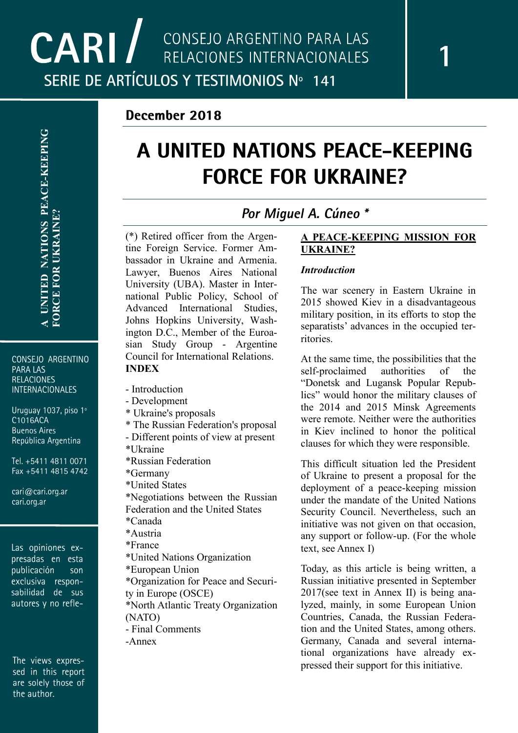CARI / CONSEJO ARGENTINO PARA LAS RELACIONES INTERNACIONALES

SERIE DE ARTÍCULOS Y TESTIMONIOS Nº 141

December 2018

# A UNITED NATIONS PEACE-KEEPING FORCE FOR UKRAINE?

## *Por Miguel A. Cúneo \**

(\*) Retired officer from the Argentine Foreign Service. Former Ambassador in Ukraine and Armenia. Lawyer, Buenos Aires National University (UBA). Master in International Public Policy, School of Advanced International Studies, Johns Hopkins University, Washington D.C., Member of the Euroasian Study Group - Argentine Council for International Relations.

**INDEX**

- Introduction
- Development
* Ukraine's proposals
* The Russian Federation's proposal
- Different points of view at present
*Ukraine
*Russian Federation
*Germany
*United States
*Negotiations between the Russian Federation and the United States
*Canada
*Austria
*France
*United Nations Organization
*European Union
*Organization for Peace and Security in Europe (OSCE)
*North Atlantic Treaty Organization (NATO)
- Final Comments
-Annex

**A PEACE-KEEPING MISSION FOR UKRAINE?**

***Introduction***

The war scenery in Eastern Ukraine in 2015 showed Kiev in a disadvantageous military position, in its efforts to stop the separatists' advances in the occupied territories.

At the same time, the possibilities that the self-proclaimed authorities of the "Donetsk and Lugansk Popular Republics" would honor the military clauses of the 2014 and 2015 Minsk Agreements were remote. Neither were the authorities in Kiev inclined to honor the political clauses for which they were responsible.

This difficult situation led the President of Ukraine to present a proposal for the deployment of a peace-keeping mission under the mandate of the United Nations Security Council. Nevertheless, such an initiative was not given on that occasion, any support or follow-up. (For the whole text, see Annex I)

Today, as this article is being written, a Russian initiative presented in September 2017(see text in Annex II) is being analyzed, mainly, in some European Union Countries, Canada, the Russian Federation and the United States, among others. Germany, Canada and several international organizations have already expressed their support for this initiative.

CONSEJO ARGENTINO PARA LAS RELACIONES INTERNACIONALES

Uruguay 1037, piso 1º
C1016ACA
Buenos Aires
República Argentina

Tel. +5411 4811 0071
Fax +5411 4815 4742

cari@cari.org.ar
cari.org.ar

Las opiniones expresadas en esta publicación son exclusiva responsabilidad de sus autores y no refle-

The views expressed in this report are solely those of the author.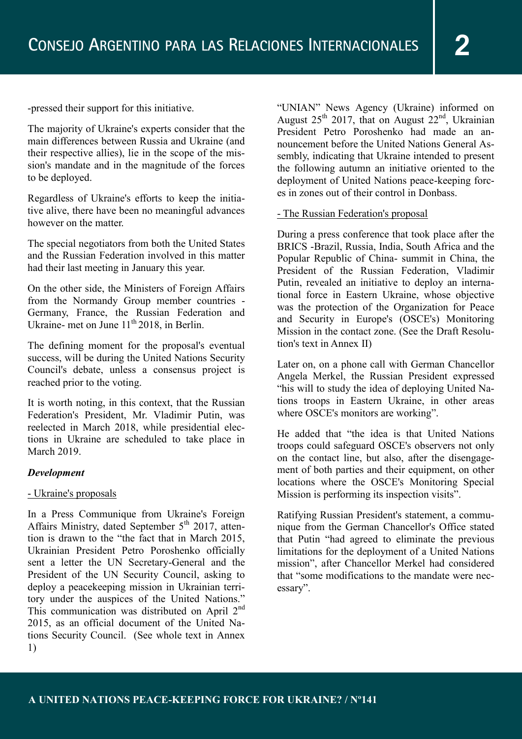-pressed their support for this initiative.

The majority of Ukraine's experts consider that the main differences between Russia and Ukraine (and their respective allies), lie in the scope of the mission's mandate and in the magnitude of the forces to be deployed.

Regardless of Ukraine's efforts to keep the initiative alive, there have been no meaningful advances however on the matter.

The special negotiators from both the United States and the Russian Federation involved in this matter had their last meeting in January this year.

On the other side, the Ministers of Foreign Affairs from the Normandy Group member countries - Germany, France, the Russian Federation and Ukraine- met on June 11th 2018, in Berlin.

The defining moment for the proposal's eventual success, will be during the United Nations Security Council's debate, unless a consensus project is reached prior to the voting.

It is worth noting, in this context, that the Russian Federation's President, Mr. Vladimir Putin, was reelected in March 2018, while presidential elections in Ukraine are scheduled to take place in March 2019.

### *Development*

#### - Ukraine's proposals

In a Press Communique from Ukraine's Foreign Affairs Ministry, dated September 5th 2017, attention is drawn to the "the fact that in March 2015, Ukrainian President Petro Poroshenko officially sent a letter the UN Secretary-General and the President of the UN Security Council, asking to deploy a peacekeeping mission in Ukrainian territory under the auspices of the United Nations." This communication was distributed on April 2nd 2015, as an official document of the United Nations Security Council. (See whole text in Annex 1)

"UNIAN" News Agency (Ukraine) informed on August 25th 2017, that on August 22nd, Ukrainian President Petro Poroshenko had made an announcement before the United Nations General Assembly, indicating that Ukraine intended to present the following autumn an initiative oriented to the deployment of United Nations peace-keeping forces in zones out of their control in Donbass.

#### - The Russian Federation's proposal

During a press conference that took place after the BRICS -Brazil, Russia, India, South Africa and the Popular Republic of China- summit in China, the President of the Russian Federation, Vladimir Putin, revealed an initiative to deploy an international force in Eastern Ukraine, whose objective was the protection of the Organization for Peace and Security in Europe's (OSCE's) Monitoring Mission in the contact zone. (See the Draft Resolution's text in Annex II)

Later on, on a phone call with German Chancellor Angela Merkel, the Russian President expressed "his will to study the idea of deploying United Nations troops in Eastern Ukraine, in other areas where OSCE's monitors are working".

He added that "the idea is that United Nations troops could safeguard OSCE's observers not only on the contact line, but also, after the disengagement of both parties and their equipment, on other locations where the OSCE's Monitoring Special Mission is performing its inspection visits".

Ratifying Russian President's statement, a communique from the German Chancellor's Office stated that Putin "had agreed to eliminate the previous limitations for the deployment of a United Nations mission", after Chancellor Merkel had considered that "some modifications to the mandate were necessary".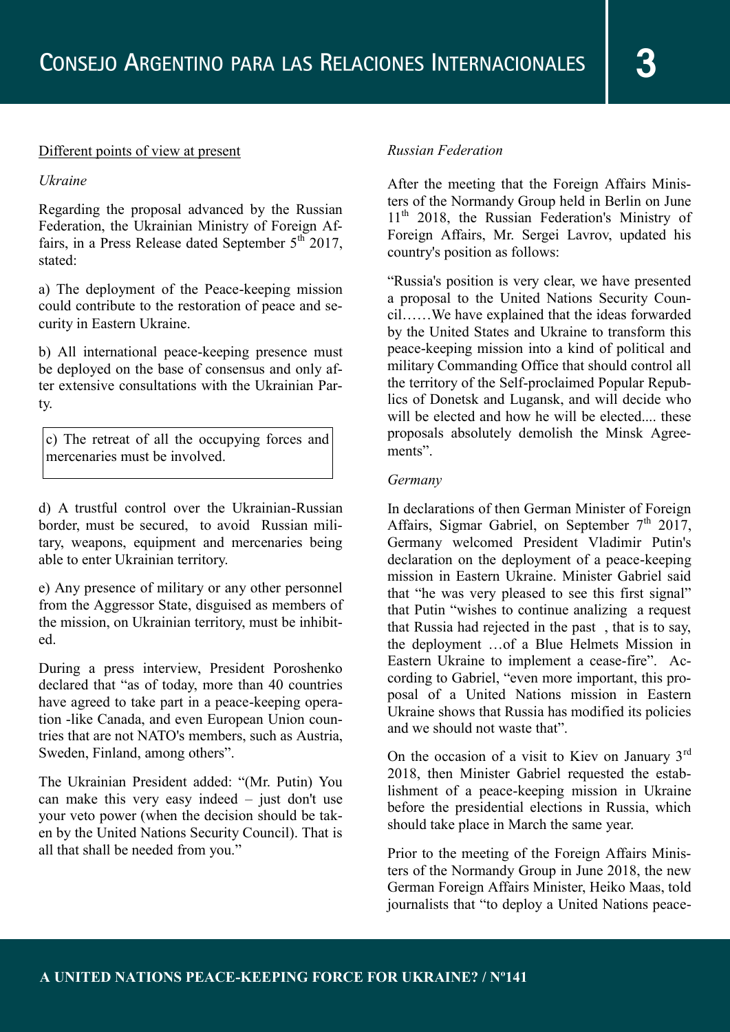<u>Different points of view at present</u>

*Ukraine*

Regarding the proposal advanced by the Russian Federation, the Ukrainian Ministry of Foreign Affairs, in a Press Release dated September 5th 2017, stated:

a) The deployment of the Peace-keeping mission could contribute to the restoration of peace and security in Eastern Ukraine.

b) All international peace-keeping presence must be deployed on the base of consensus and only after extensive consultations with the Ukrainian Party.

c) The retreat of all the occupying forces and mercenaries must be involved.

d) A trustful control over the Ukrainian-Russian border, must be secured, to avoid Russian military, weapons, equipment and mercenaries being able to enter Ukrainian territory.

e) Any presence of military or any other personnel from the Aggressor State, disguised as members of the mission, on Ukrainian territory, must be inhibited.

During a press interview, President Poroshenko declared that "as of today, more than 40 countries have agreed to take part in a peace-keeping operation -like Canada, and even European Union countries that are not NATO's members, such as Austria, Sweden, Finland, among others".

The Ukrainian President added: "(Mr. Putin) You can make this very easy indeed – just don't use your veto power (when the decision should be taken by the United Nations Security Council). That is all that shall be needed from you."

*Russian Federation*

After the meeting that the Foreign Affairs Ministers of the Normandy Group held in Berlin on June 11th 2018, the Russian Federation's Ministry of Foreign Affairs, Mr. Sergei Lavrov, updated his country's position as follows:

"Russia's position is very clear, we have presented a proposal to the United Nations Security Council……We have explained that the ideas forwarded by the United States and Ukraine to transform this peace-keeping mission into a kind of political and military Commanding Office that should control all the territory of the Self-proclaimed Popular Republics of Donetsk and Lugansk, and will decide who will be elected and how he will be elected.... these proposals absolutely demolish the Minsk Agreements".

*Germany*

In declarations of then German Minister of Foreign Affairs, Sigmar Gabriel, on September 7th 2017, Germany welcomed President Vladimir Putin's declaration on the deployment of a peace-keeping mission in Eastern Ukraine. Minister Gabriel said that "he was very pleased to see this first signal" that Putin "wishes to continue analizing a request that Russia had rejected in the past , that is to say, the deployment …of a Blue Helmets Mission in Eastern Ukraine to implement a cease-fire". According to Gabriel, "even more important, this proposal of a United Nations mission in Eastern Ukraine shows that Russia has modified its policies and we should not waste that".

On the occasion of a visit to Kiev on January 3rd 2018, then Minister Gabriel requested the establishment of a peace-keeping mission in Ukraine before the presidential elections in Russia, which should take place in March the same year.

Prior to the meeting of the Foreign Affairs Ministers of the Normandy Group in June 2018, the new German Foreign Affairs Minister, Heiko Maas, told journalists that "to deploy a United Nations peace-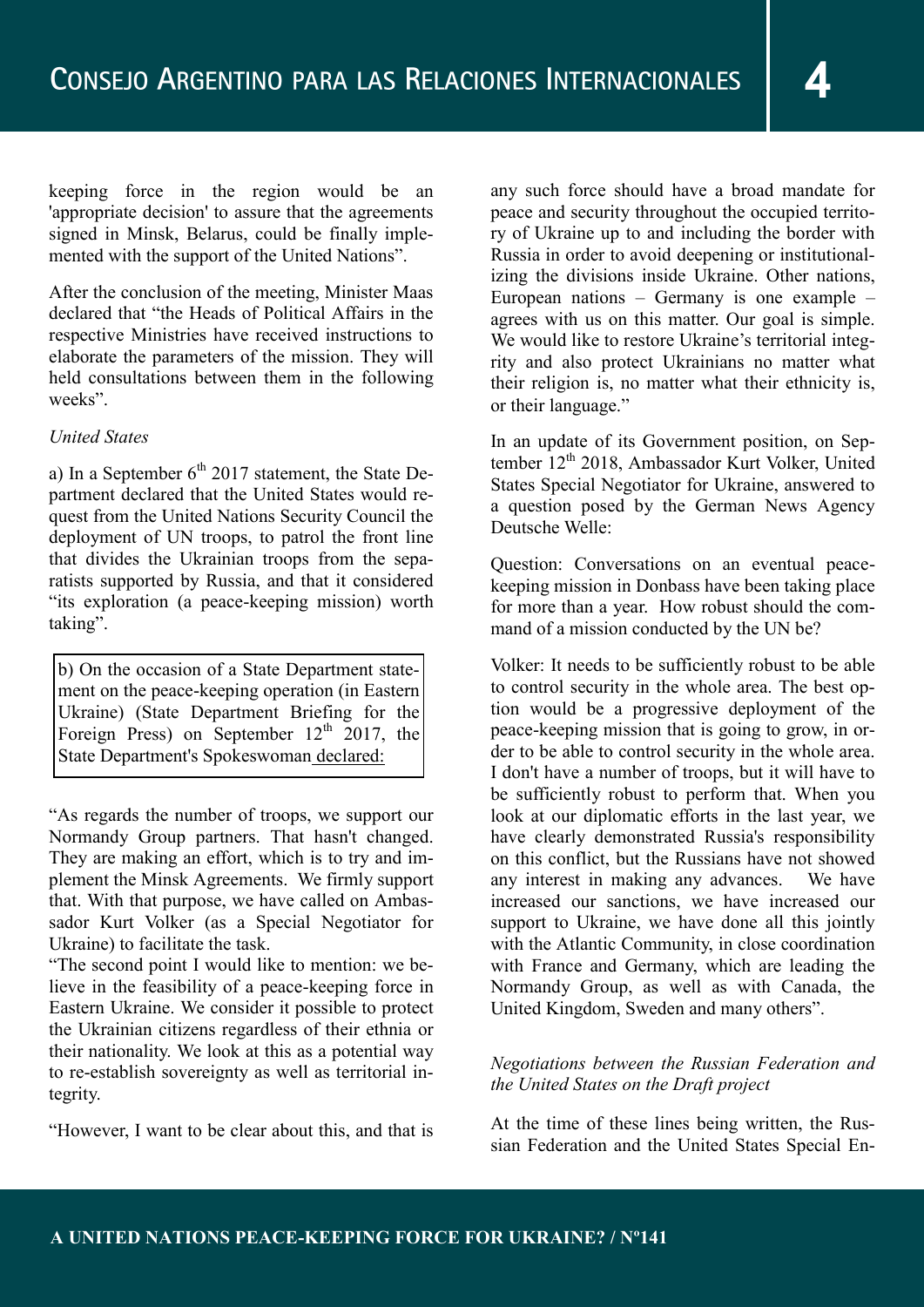keeping force in the region would be an 'appropriate decision' to assure that the agreements signed in Minsk, Belarus, could be finally implemented with the support of the United Nations".

After the conclusion of the meeting, Minister Maas declared that "the Heads of Political Affairs in the respective Ministries have received instructions to elaborate the parameters of the mission. They will held consultations between them in the following weeks".

*United States*

a) In a September 6th 2017 statement, the State Department declared that the United States would request from the United Nations Security Council the deployment of UN troops, to patrol the front line that divides the Ukrainian troops from the separatists supported by Russia, and that it considered "its exploration (a peace-keeping mission) worth taking".

b) On the occasion of a State Department statement on the peace-keeping operation (in Eastern Ukraine) (State Department Briefing for the Foreign Press) on September 12th 2017, the State Department's Spokeswoman declared:

"As regards the number of troops, we support our Normandy Group partners. That hasn't changed. They are making an effort, which is to try and implement the Minsk Agreements. We firmly support that. With that purpose, we have called on Ambassador Kurt Volker (as a Special Negotiator for Ukraine) to facilitate the task.

"The second point I would like to mention: we believe in the feasibility of a peace-keeping force in Eastern Ukraine. We consider it possible to protect the Ukrainian citizens regardless of their ethnia or their nationality. We look at this as a potential way to re-establish sovereignty as well as territorial integrity.

"However, I want to be clear about this, and that is any such force should have a broad mandate for peace and security throughout the occupied territory of Ukraine up to and including the border with Russia in order to avoid deepening or institutionalizing the divisions inside Ukraine. Other nations, European nations – Germany is one example – agrees with us on this matter. Our goal is simple. We would like to restore Ukraine's territorial integrity and also protect Ukrainians no matter what their religion is, no matter what their ethnicity is, or their language."

In an update of its Government position, on September 12th 2018, Ambassador Kurt Volker, United States Special Negotiator for Ukraine, answered to a question posed by the German News Agency Deutsche Welle:

Question: Conversations on an eventual peace-keeping mission in Donbass have been taking place for more than a year. How robust should the command of a mission conducted by the UN be?

Volker: It needs to be sufficiently robust to be able to control security in the whole area. The best option would be a progressive deployment of the peace-keeping mission that is going to grow, in order to be able to control security in the whole area. I don't have a number of troops, but it will have to be sufficiently robust to perform that. When you look at our diplomatic efforts in the last year, we have clearly demonstrated Russia's responsibility on this conflict, but the Russians have not showed any interest in making any advances. We have increased our sanctions, we have increased our support to Ukraine, we have done all this jointly with the Atlantic Community, in close coordination with France and Germany, which are leading the Normandy Group, as well as with Canada, the United Kingdom, Sweden and many others".

*Negotiations between the Russian Federation and the United States on the Draft project*

At the time of these lines being written, the Russian Federation and the United States Special En-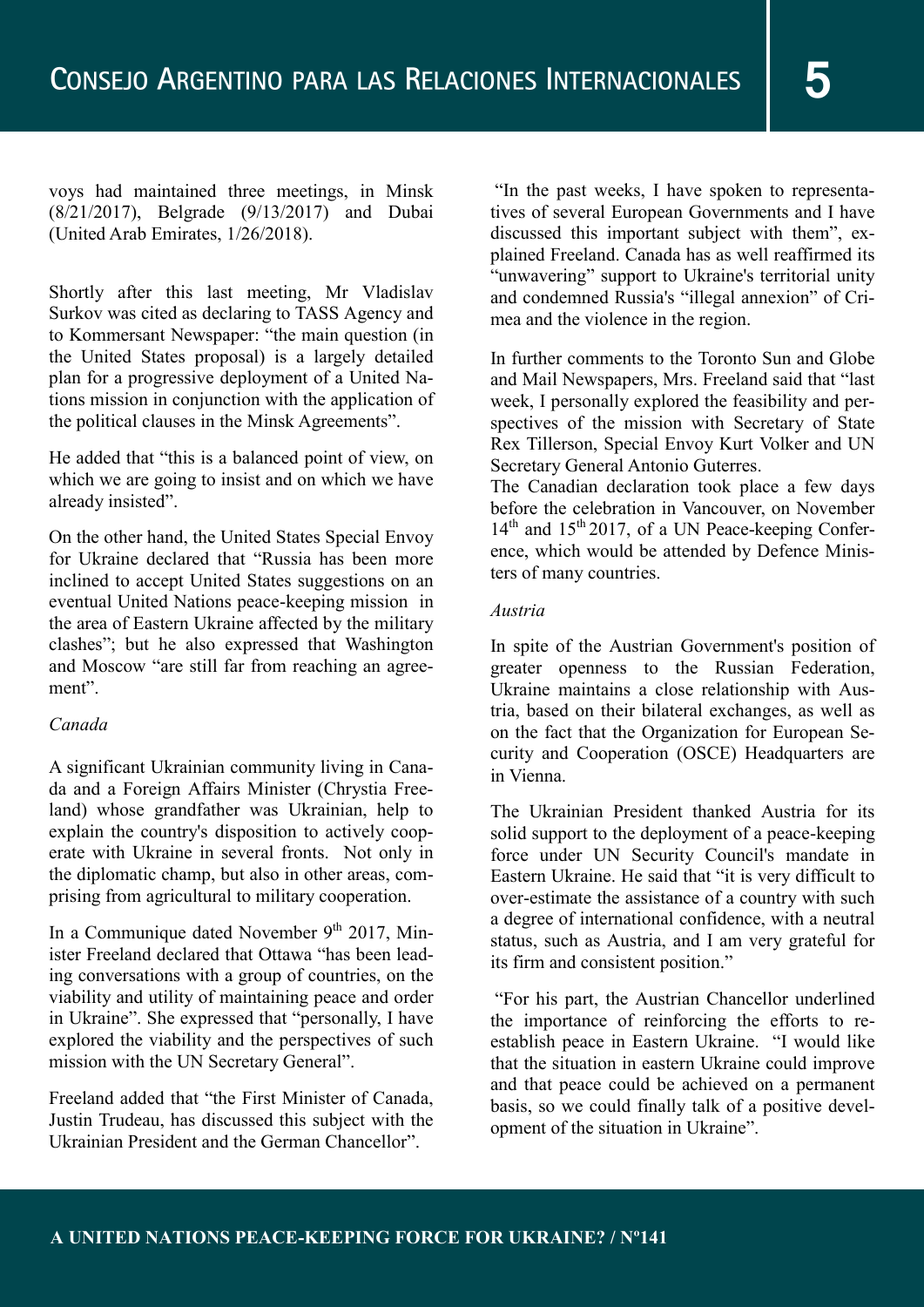voys had maintained three meetings, in Minsk (8/21/2017), Belgrade (9/13/2017) and Dubai (United Arab Emirates, 1/26/2018).

Shortly after this last meeting, Mr Vladislav Surkov was cited as declaring to TASS Agency and to Kommersant Newspaper: "the main question (in the United States proposal) is a largely detailed plan for a progressive deployment of a United Nations mission in conjunction with the application of the political clauses in the Minsk Agreements".

He added that "this is a balanced point of view, on which we are going to insist and on which we have already insisted".

On the other hand, the United States Special Envoy for Ukraine declared that "Russia has been more inclined to accept United States suggestions on an eventual United Nations peace-keeping mission in the area of Eastern Ukraine affected by the military clashes"; but he also expressed that Washington and Moscow "are still far from reaching an agreement".

*Canada*

A significant Ukrainian community living in Canada and a Foreign Affairs Minister (Chrystia Freeland) whose grandfather was Ukrainian, help to explain the country's disposition to actively cooperate with Ukraine in several fronts. Not only in the diplomatic champ, but also in other areas, comprising from agricultural to military cooperation.

In a Communique dated November 9th 2017, Minister Freeland declared that Ottawa "has been leading conversations with a group of countries, on the viability and utility of maintaining peace and order in Ukraine". She expressed that "personally, I have explored the viability and the perspectives of such mission with the UN Secretary General".

Freeland added that "the First Minister of Canada, Justin Trudeau, has discussed this subject with the Ukrainian President and the German Chancellor".

"In the past weeks, I have spoken to representatives of several European Governments and I have discussed this important subject with them", explained Freeland. Canada has as well reaffirmed its "unwavering" support to Ukraine's territorial unity and condemned Russia's "illegal annexion" of Crimea and the violence in the region.

In further comments to the Toronto Sun and Globe and Mail Newspapers, Mrs. Freeland said that "last week, I personally explored the feasibility and perspectives of the mission with Secretary of State Rex Tillerson, Special Envoy Kurt Volker and UN Secretary General Antonio Guterres.

The Canadian declaration took place a few days before the celebration in Vancouver, on November 14th and 15th 2017, of a UN Peace-keeping Conference, which would be attended by Defence Ministers of many countries.

*Austria*

In spite of the Austrian Government's position of greater openness to the Russian Federation, Ukraine maintains a close relationship with Austria, based on their bilateral exchanges, as well as on the fact that the Organization for European Security and Cooperation (OSCE) Headquarters are in Vienna.

The Ukrainian President thanked Austria for its solid support to the deployment of a peace-keeping force under UN Security Council's mandate in Eastern Ukraine. He said that "it is very difficult to over-estimate the assistance of a country with such a degree of international confidence, with a neutral status, such as Austria, and I am very grateful for its firm and consistent position."

"For his part, the Austrian Chancellor underlined the importance of reinforcing the efforts to re-establish peace in Eastern Ukraine. "I would like that the situation in eastern Ukraine could improve and that peace could be achieved on a permanent basis, so we could finally talk of a positive development of the situation in Ukraine".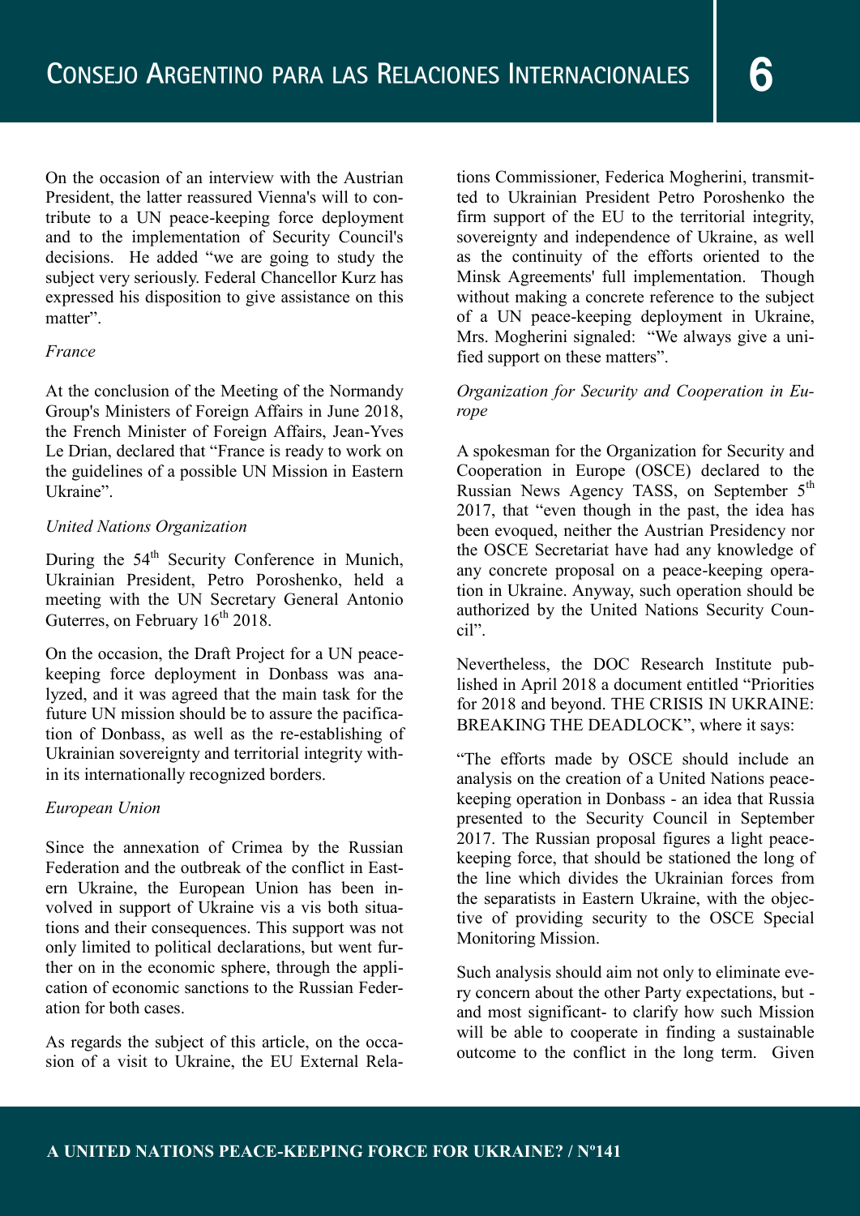On the occasion of an interview with the Austrian President, the latter reassured Vienna's will to contribute to a UN peace-keeping force deployment and to the implementation of Security Council's decisions. He added "we are going to study the subject very seriously. Federal Chancellor Kurz has expressed his disposition to give assistance on this matter".

*France*

At the conclusion of the Meeting of the Normandy Group's Ministers of Foreign Affairs in June 2018, the French Minister of Foreign Affairs, Jean-Yves Le Drian, declared that "France is ready to work on the guidelines of a possible UN Mission in Eastern Ukraine".

*United Nations Organization*

During the 54th Security Conference in Munich, Ukrainian President, Petro Poroshenko, held a meeting with the UN Secretary General Antonio Guterres, on February 16th 2018.

On the occasion, the Draft Project for a UN peace-keeping force deployment in Donbass was analyzed, and it was agreed that the main task for the future UN mission should be to assure the pacification of Donbass, as well as the re-establishing of Ukrainian sovereignty and territorial integrity within its internationally recognized borders.

*European Union*

Since the annexation of Crimea by the Russian Federation and the outbreak of the conflict in Eastern Ukraine, the European Union has been involved in support of Ukraine vis a vis both situations and their consequences. This support was not only limited to political declarations, but went further on in the economic sphere, through the application of economic sanctions to the Russian Federation for both cases.

As regards the subject of this article, on the occasion of a visit to Ukraine, the EU External Relations Commissioner, Federica Mogherini, transmitted to Ukrainian President Petro Poroshenko the firm support of the EU to the territorial integrity, sovereignty and independence of Ukraine, as well as the continuity of the efforts oriented to the Minsk Agreements' full implementation. Though without making a concrete reference to the subject of a UN peace-keeping deployment in Ukraine, Mrs. Mogherini signaled: "We always give a unified support on these matters".

*Organization for Security and Cooperation in Europe*

A spokesman for the Organization for Security and Cooperation in Europe (OSCE) declared to the Russian News Agency TASS, on September 5th 2017, that "even though in the past, the idea has been evoqued, neither the Austrian Presidency nor the OSCE Secretariat have had any knowledge of any concrete proposal on a peace-keeping operation in Ukraine. Anyway, such operation should be authorized by the United Nations Security Council".

Nevertheless, the DOC Research Institute published in April 2018 a document entitled "Priorities for 2018 and beyond. THE CRISIS IN UKRAINE: BREAKING THE DEADLOCK", where it says:

"The efforts made by OSCE should include an analysis on the creation of a United Nations peace-keeping operation in Donbass - an idea that Russia presented to the Security Council in September 2017. The Russian proposal figures a light peace-keeping force, that should be stationed the long of the line which divides the Ukrainian forces from the separatists in Eastern Ukraine, with the objective of providing security to the OSCE Special Monitoring Mission.

Such analysis should aim not only to eliminate every concern about the other Party expectations, but - and most significant- to clarify how such Mission will be able to cooperate in finding a sustainable outcome to the conflict in the long term. Given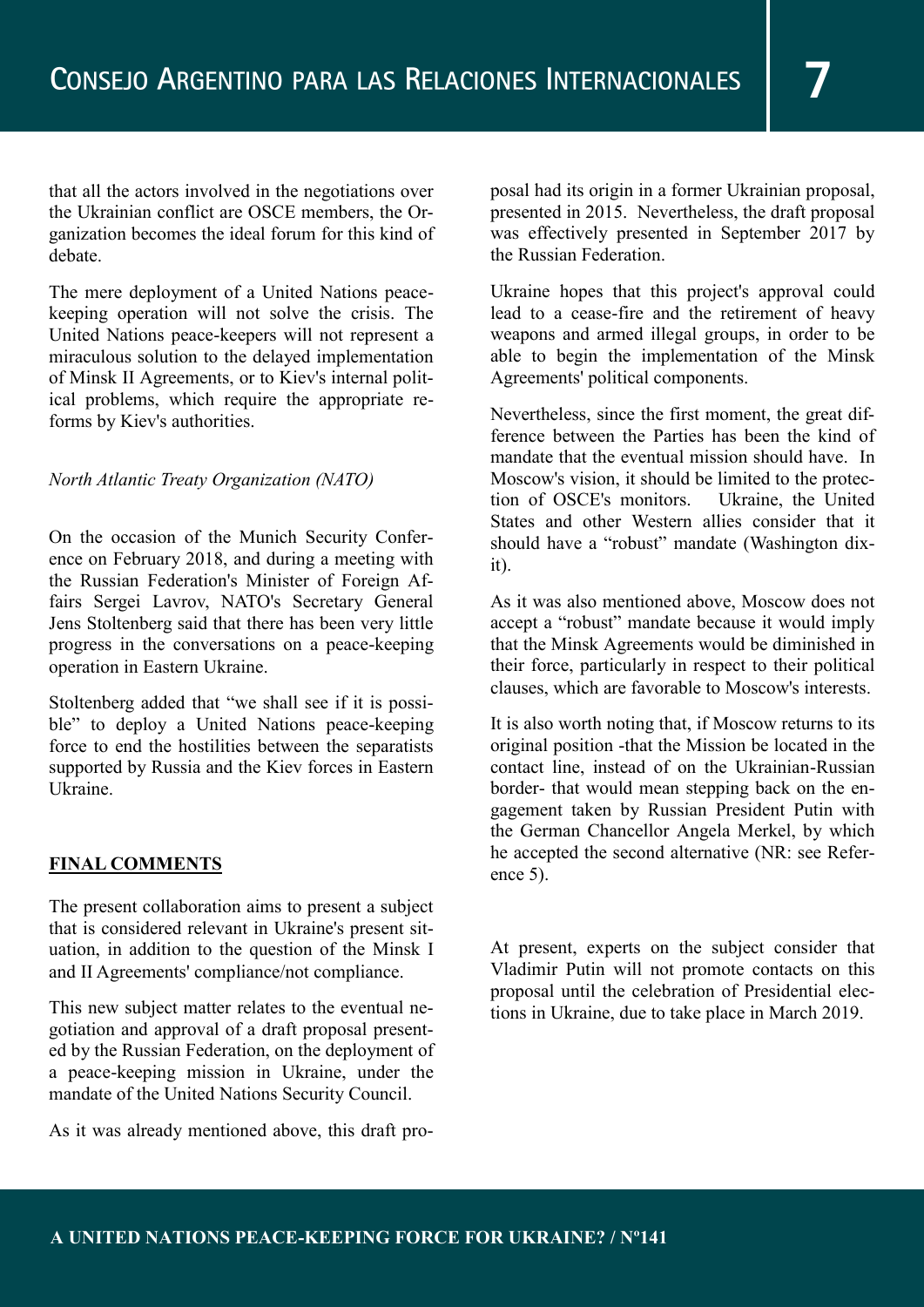that all the actors involved in the negotiations over the Ukrainian conflict are OSCE members, the Organization becomes the ideal forum for this kind of debate.

The mere deployment of a United Nations peace-keeping operation will not solve the crisis. The United Nations peace-keepers will not represent a miraculous solution to the delayed implementation of Minsk II Agreements, or to Kiev's internal political problems, which require the appropriate reforms by Kiev's authorities.

*North Atlantic Treaty Organization (NATO)*

On the occasion of the Munich Security Conference on February 2018, and during a meeting with the Russian Federation's Minister of Foreign Affairs Sergei Lavrov, NATO's Secretary General Jens Stoltenberg said that there has been very little progress in the conversations on a peace-keeping operation in Eastern Ukraine.

Stoltenberg added that "we shall see if it is possible" to deploy a United Nations peace-keeping force to end the hostilities between the separatists supported by Russia and the Kiev forces in Eastern Ukraine.

## FINAL COMMENTS

The present collaboration aims to present a subject that is considered relevant in Ukraine's present situation, in addition to the question of the Minsk I and II Agreements' compliance/not compliance.

This new subject matter relates to the eventual negotiation and approval of a draft proposal presented by the Russian Federation, on the deployment of a peace-keeping mission in Ukraine, under the mandate of the United Nations Security Council.

As it was already mentioned above, this draft proposal had its origin in a former Ukrainian proposal, presented in 2015. Nevertheless, the draft proposal was effectively presented in September 2017 by the Russian Federation.

Ukraine hopes that this project's approval could lead to a cease-fire and the retirement of heavy weapons and armed illegal groups, in order to be able to begin the implementation of the Minsk Agreements' political components.

Nevertheless, since the first moment, the great difference between the Parties has been the kind of mandate that the eventual mission should have. In Moscow's vision, it should be limited to the protection of OSCE's monitors. Ukraine, the United States and other Western allies consider that it should have a "robust" mandate (Washington dixit).

As it was also mentioned above, Moscow does not accept a "robust" mandate because it would imply that the Minsk Agreements would be diminished in their force, particularly in respect to their political clauses, which are favorable to Moscow's interests.

It is also worth noting that, if Moscow returns to its original position -that the Mission be located in the contact line, instead of on the Ukrainian-Russian border- that would mean stepping back on the engagement taken by Russian President Putin with the German Chancellor Angela Merkel, by which he accepted the second alternative (NR: see Reference 5).

At present, experts on the subject consider that Vladimir Putin will not promote contacts on this proposal until the celebration of Presidential elections in Ukraine, due to take place in March 2019.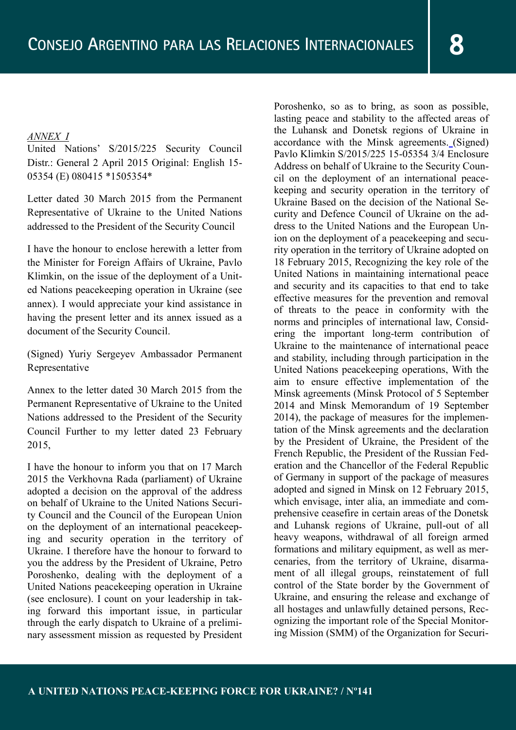*ANNEX I*

United Nations' S/2015/225 Security Council Distr.: General 2 April 2015 Original: English 15-05354 (E) 080415 *1505354*

Letter dated 30 March 2015 from the Permanent Representative of Ukraine to the United Nations addressed to the President of the Security Council

I have the honour to enclose herewith a letter from the Minister for Foreign Affairs of Ukraine, Pavlo Klimkin, on the issue of the deployment of a United Nations peacekeeping operation in Ukraine (see annex). I would appreciate your kind assistance in having the present letter and its annex issued as a document of the Security Council.

(Signed) Yuriy Sergeyev Ambassador Permanent Representative

Annex to the letter dated 30 March 2015 from the Permanent Representative of Ukraine to the United Nations addressed to the President of the Security Council Further to my letter dated 23 February 2015,

I have the honour to inform you that on 17 March 2015 the Verkhovna Rada (parliament) of Ukraine adopted a decision on the approval of the address on behalf of Ukraine to the United Nations Security Council and the Council of the European Union on the deployment of an international peacekeeping and security operation in the territory of Ukraine. I therefore have the honour to forward to you the address by the President of Ukraine, Petro Poroshenko, dealing with the deployment of a United Nations peacekeeping operation in Ukraine (see enclosure). I count on your leadership in taking forward this important issue, in particular through the early dispatch to Ukraine of a preliminary assessment mission as requested by President Poroshenko, so as to bring, as soon as possible, lasting peace and stability to the affected areas of the Luhansk and Donetsk regions of Ukraine in accordance with the Minsk agreements. (Signed) Pavlo Klimkin S/2015/225 15-05354 3/4 Enclosure Address on behalf of Ukraine to the Security Council on the deployment of an international peacekeeping and security operation in the territory of Ukraine Based on the decision of the National Security and Defence Council of Ukraine on the address to the United Nations and the European Union on the deployment of a peacekeeping and security operation in the territory of Ukraine adopted on 18 February 2015, Recognizing the key role of the United Nations in maintaining international peace and security and its capacities to that end to take effective measures for the prevention and removal of threats to the peace in conformity with the norms and principles of international law, Considering the important long-term contribution of Ukraine to the maintenance of international peace and stability, including through participation in the United Nations peacekeeping operations, With the aim to ensure effective implementation of the Minsk agreements (Minsk Protocol of 5 September 2014 and Minsk Memorandum of 19 September 2014), the package of measures for the implementation of the Minsk agreements and the declaration by the President of Ukraine, the President of the French Republic, the President of the Russian Federation and the Chancellor of the Federal Republic of Germany in support of the package of measures adopted and signed in Minsk on 12 February 2015, which envisage, inter alia, an immediate and comprehensive ceasefire in certain areas of the Donetsk and Luhansk regions of Ukraine, pull-out of all heavy weapons, withdrawal of all foreign armed formations and military equipment, as well as mercenaries, from the territory of Ukraine, disarmament of all illegal groups, reinstatement of full control of the State border by the Government of Ukraine, and ensuring the release and exchange of all hostages and unlawfully detained persons, Recognizing the important role of the Special Monitoring Mission (SMM) of the Organization for Securi-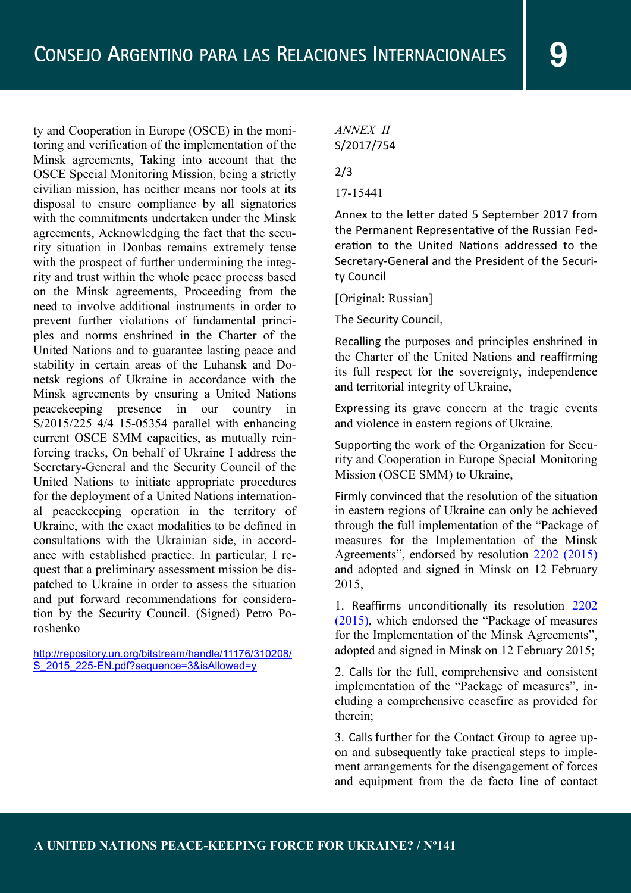ty and Cooperation in Europe (OSCE) in the monitoring and verification of the implementation of the Minsk agreements, Taking into account that the OSCE Special Monitoring Mission, being a strictly civilian mission, has neither means nor tools at its disposal to ensure compliance by all signatories with the commitments undertaken under the Minsk agreements, Acknowledging the fact that the security situation in Donbas remains extremely tense with the prospect of further undermining the integrity and trust within the whole peace process based on the Minsk agreements, Proceeding from the need to involve additional instruments in order to prevent further violations of fundamental principles and norms enshrined in the Charter of the United Nations and to guarantee lasting peace and stability in certain areas of the Luhansk and Donetsk regions of Ukraine in accordance with the Minsk agreements by ensuring a United Nations peacekeeping presence in our country in S/2015/225 4/4 15-05354 parallel with enhancing current OSCE SMM capacities, as mutually reinforcing tracks, On behalf of Ukraine I address the Secretary-General and the Security Council of the United Nations to initiate appropriate procedures for the deployment of a United Nations international peacekeeping operation in the territory of Ukraine, with the exact modalities to be defined in consultations with the Ukrainian side, in accordance with established practice. In particular, I request that a preliminary assessment mission be dispatched to Ukraine in order to assess the situation and put forward recommendations for consideration by the Security Council. (Signed) Petro Poroshenko

http://repository.un.org/bitstream/handle/11176/310208/S_2015_225-EN.pdf?sequence=3&isAllowed=y

*ANNEX II*

S/2017/754

2/3

17-15441

Annex to the letter dated 5 September 2017 from the Permanent Representative of the Russian Federation to the United Nations addressed to the Secretary-General and the President of the Security Council

[Original: Russian]

The Security Council,

Recalling the purposes and principles enshrined in the Charter of the United Nations and reaffirming its full respect for the sovereignty, independence and territorial integrity of Ukraine,

Expressing its grave concern at the tragic events and violence in eastern regions of Ukraine,

Supporting the work of the Organization for Security and Cooperation in Europe Special Monitoring Mission (OSCE SMM) to Ukraine,

Firmly convinced that the resolution of the situation in eastern regions of Ukraine can only be achieved through the full implementation of the "Package of measures for the Implementation of the Minsk Agreements", endorsed by resolution 2202 (2015) and adopted and signed in Minsk on 12 February 2015,

1. Reaffirms unconditionally its resolution 2202 (2015), which endorsed the "Package of measures for the Implementation of the Minsk Agreements", adopted and signed in Minsk on 12 February 2015;

2. Calls for the full, comprehensive and consistent implementation of the "Package of measures", including a comprehensive ceasefire as provided for therein;

3. Calls further for the Contact Group to agree upon and subsequently take practical steps to implement arrangements for the disengagement of forces and equipment from the de facto line of contact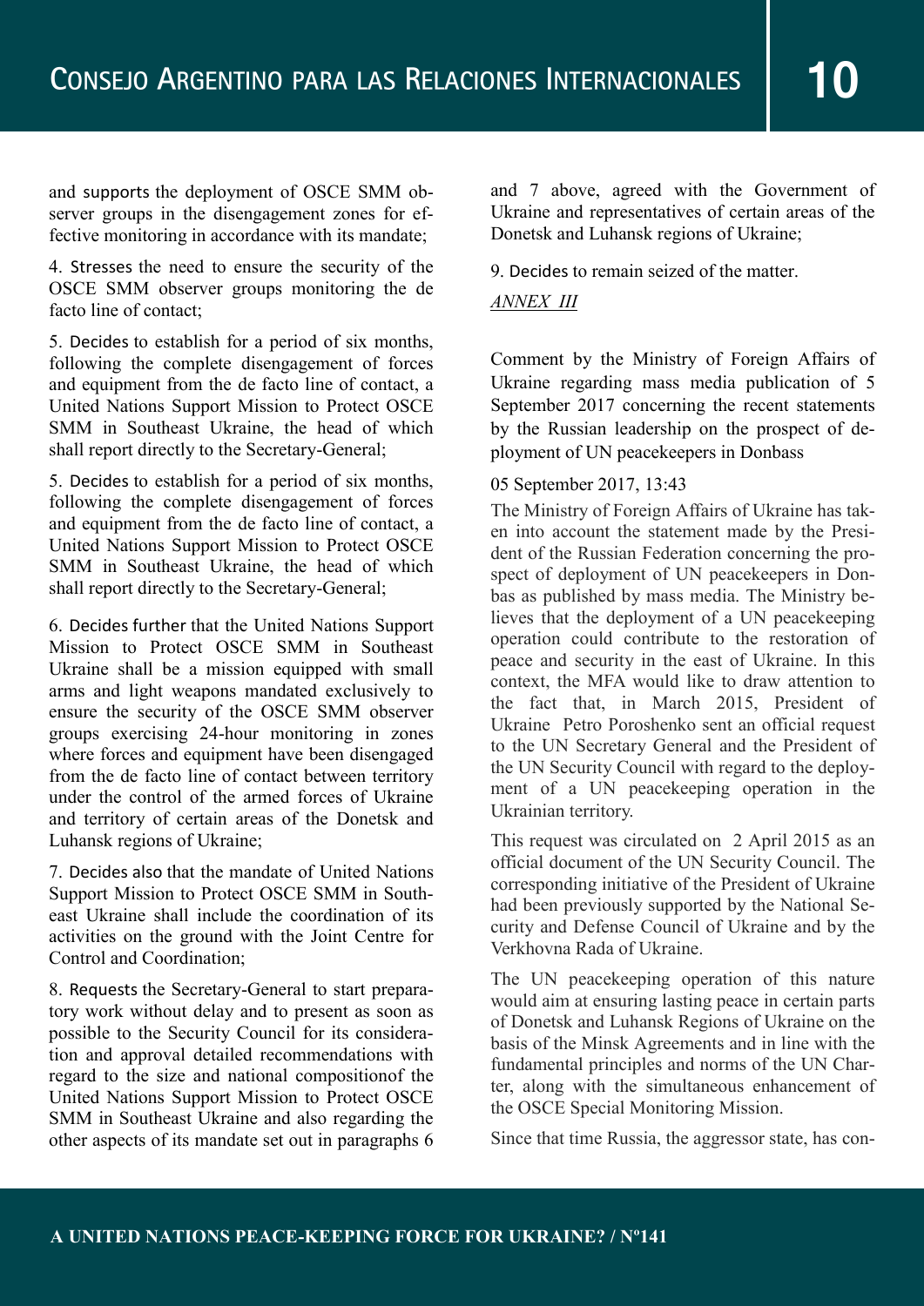and supports the deployment of OSCE SMM observer groups in the disengagement zones for effective monitoring in accordance with its mandate;

4. Stresses the need to ensure the security of the OSCE SMM observer groups monitoring the de facto line of contact;

5. Decides to establish for a period of six months, following the complete disengagement of forces and equipment from the de facto line of contact, a United Nations Support Mission to Protect OSCE SMM in Southeast Ukraine, the head of which shall report directly to the Secretary-General;

5. Decides to establish for a period of six months, following the complete disengagement of forces and equipment from the de facto line of contact, a United Nations Support Mission to Protect OSCE SMM in Southeast Ukraine, the head of which shall report directly to the Secretary-General;

6. Decides further that the United Nations Support Mission to Protect OSCE SMM in Southeast Ukraine shall be a mission equipped with small arms and light weapons mandated exclusively to ensure the security of the OSCE SMM observer groups exercising 24-hour monitoring in zones where forces and equipment have been disengaged from the de facto line of contact between territory under the control of the armed forces of Ukraine and territory of certain areas of the Donetsk and Luhansk regions of Ukraine;

7. Decides also that the mandate of United Nations Support Mission to Protect OSCE SMM in Southeast Ukraine shall include the coordination of its activities on the ground with the Joint Centre for Control and Coordination;

8. Requests the Secretary-General to start preparatory work without delay and to present as soon as possible to the Security Council for its consideration and approval detailed recommendations with regard to the size and national compositionof the United Nations Support Mission to Protect OSCE SMM in Southeast Ukraine and also regarding the other aspects of its mandate set out in paragraphs 6 and 7 above, agreed with the Government of Ukraine and representatives of certain areas of the Donetsk and Luhansk regions of Ukraine;

9. Decides to remain seized of the matter.

*ANNEX III*

Comment by the Ministry of Foreign Affairs of Ukraine regarding mass media publication of 5 September 2017 concerning the recent statements by the Russian leadership on the prospect of deployment of UN peacekeepers in Donbass

05 September 2017, 13:43

The Ministry of Foreign Affairs of Ukraine has taken into account the statement made by the President of the Russian Federation concerning the prospect of deployment of UN peacekeepers in Donbas as published by mass media. The Ministry believes that the deployment of a UN peacekeeping operation could contribute to the restoration of peace and security in the east of Ukraine. In this context, the MFA would like to draw attention to the fact that, in March 2015, President of Ukraine Petro Poroshenko sent an official request to the UN Secretary General and the President of the UN Security Council with regard to the deployment of a UN peacekeeping operation in the Ukrainian territory.

This request was circulated on 2 April 2015 as an official document of the UN Security Council. The corresponding initiative of the President of Ukraine had been previously supported by the National Security and Defense Council of Ukraine and by the Verkhovna Rada of Ukraine.

The UN peacekeeping operation of this nature would aim at ensuring lasting peace in certain parts of Donetsk and Luhansk Regions of Ukraine on the basis of the Minsk Agreements and in line with the fundamental principles and norms of the UN Charter, along with the simultaneous enhancement of the OSCE Special Monitoring Mission.

Since that time Russia, the aggressor state, has con-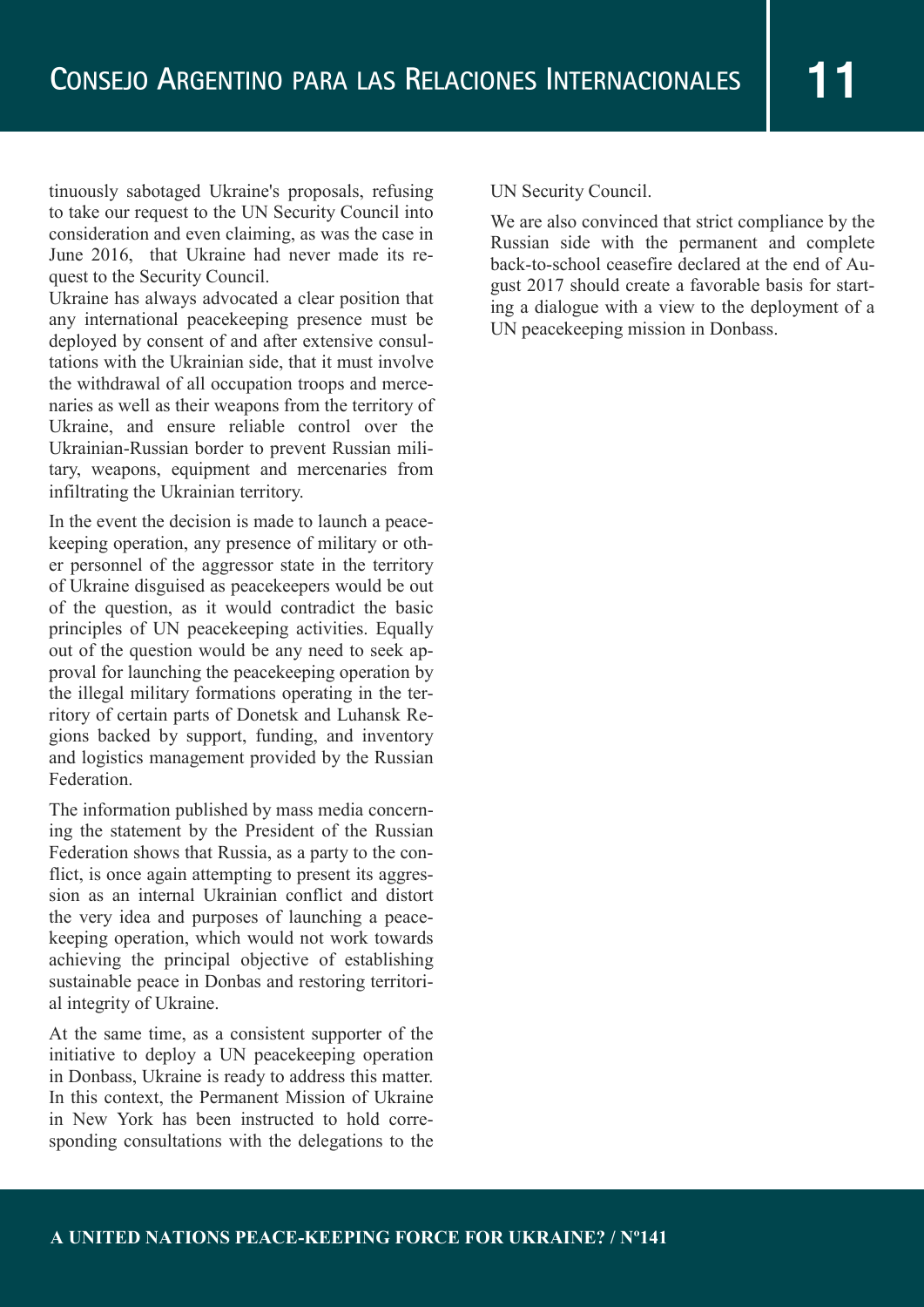tinuously sabotaged Ukraine's proposals, refusing to take our request to the UN Security Council into consideration and even claiming, as was the case in June 2016, that Ukraine had never made its request to the Security Council.

Ukraine has always advocated a clear position that any international peacekeeping presence must be deployed by consent of and after extensive consultations with the Ukrainian side, that it must involve the withdrawal of all occupation troops and mercenaries as well as their weapons from the territory of Ukraine, and ensure reliable control over the Ukrainian-Russian border to prevent Russian military, weapons, equipment and mercenaries from infiltrating the Ukrainian territory.

In the event the decision is made to launch a peacekeeping operation, any presence of military or other personnel of the aggressor state in the territory of Ukraine disguised as peacekeepers would be out of the question, as it would contradict the basic principles of UN peacekeeping activities. Equally out of the question would be any need to seek approval for launching the peacekeeping operation by the illegal military formations operating in the territory of certain parts of Donetsk and Luhansk Regions backed by support, funding, and inventory and logistics management provided by the Russian Federation.

The information published by mass media concerning the statement by the President of the Russian Federation shows that Russia, as a party to the conflict, is once again attempting to present its aggression as an internal Ukrainian conflict and distort the very idea and purposes of launching a peacekeeping operation, which would not work towards achieving the principal objective of establishing sustainable peace in Donbas and restoring territorial integrity of Ukraine.

At the same time, as a consistent supporter of the initiative to deploy a UN peacekeeping operation in Donbass, Ukraine is ready to address this matter. In this context, the Permanent Mission of Ukraine in New York has been instructed to hold corresponding consultations with the delegations to the UN Security Council.

We are also convinced that strict compliance by the Russian side with the permanent and complete back-to-school ceasefire declared at the end of August 2017 should create a favorable basis for starting a dialogue with a view to the deployment of a UN peacekeeping mission in Donbass.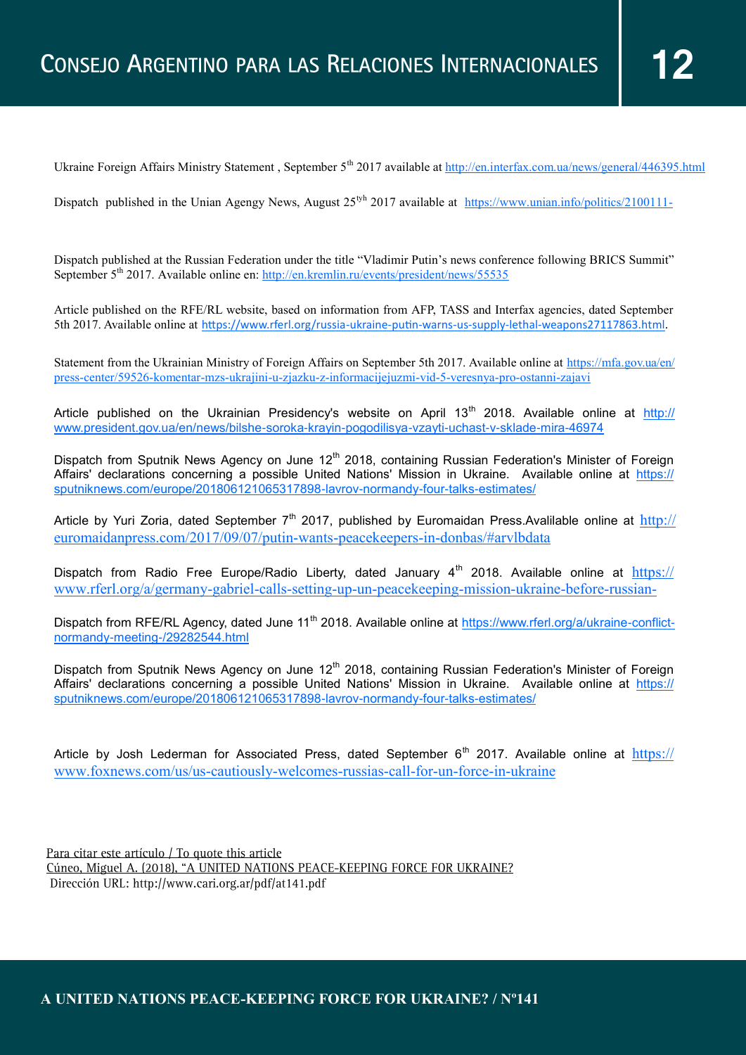Ukraine Foreign Affairs Ministry Statement , September 5th 2017 available at http://en.interfax.com.ua/news/general/446395.html

Dispatch published in the Unian Agengy News, August 25tyh 2017 available at https://www.unian.info/politics/2100111-

Dispatch published at the Russian Federation under the title "Vladimir Putin's news conference following BRICS Summit" September 5th 2017. Available online en: http://en.kremlin.ru/events/president/news/55535

Article published on the RFE/RL website, based on information from AFP, TASS and Interfax agencies, dated September 5th 2017. Available online at https://www.rferl.org/russia-ukraine-putin-warns-us-supply-lethal-weapons27117863.html.

Statement from the Ukrainian Ministry of Foreign Affairs on September 5th 2017. Available online at https://mfa.gov.ua/en/press-center/59526-komentar-mzs-ukrajini-u-zjazku-z-informacijejuzmi-vid-5-veresnya-pro-ostanni-zajavi

Article published on the Ukrainian Presidency's website on April 13th 2018. Available online at http://www.president.gov.ua/en/news/bilshe-soroka-krayin-pogodilisya-vzayti-uchast-v-sklade-mira-46974

Dispatch from Sputnik News Agency on June 12th 2018, containing Russian Federation's Minister of Foreign Affairs' declarations concerning a possible United Nations' Mission in Ukraine. Available online at https://sputniknews.com/europe/201806121065317898-lavrov-normandy-four-talks-estimates/

Article by Yuri Zoria, dated September 7th 2017, published by Euromaidan Press.Avalilable online at http://euromaidanpress.com/2017/09/07/putin-wants-peacekeepers-in-donbas/#arvlbdata

Dispatch from Radio Free Europe/Radio Liberty, dated January 4th 2018. Available online at https://www.rferl.org/a/germany-gabriel-calls-setting-up-un-peacekeeping-mission-ukraine-before-russian-

Dispatch from RFE/RL Agency, dated June 11th 2018. Available online at https://www.rferl.org/a/ukraine-conflict-normandy-meeting-/29282544.html

Dispatch from Sputnik News Agency on June 12th 2018, containing Russian Federation's Minister of Foreign Affairs' declarations concerning a possible United Nations' Mission in Ukraine. Available online at https://sputniknews.com/europe/201806121065317898-lavrov-normandy-four-talks-estimates/

Article by Josh Lederman for Associated Press, dated September 6th 2017. Available online at https://www.foxnews.com/us/us-cautiously-welcomes-russias-call-for-un-force-in-ukraine

Para citar este artículo / To quote this article
Cúneo, Miguel A. (2018), "A UNITED NATIONS PEACE-KEEPING FORCE FOR UKRAINE?
Dirección URL: http://www.cari.org.ar/pdf/at141.pdf